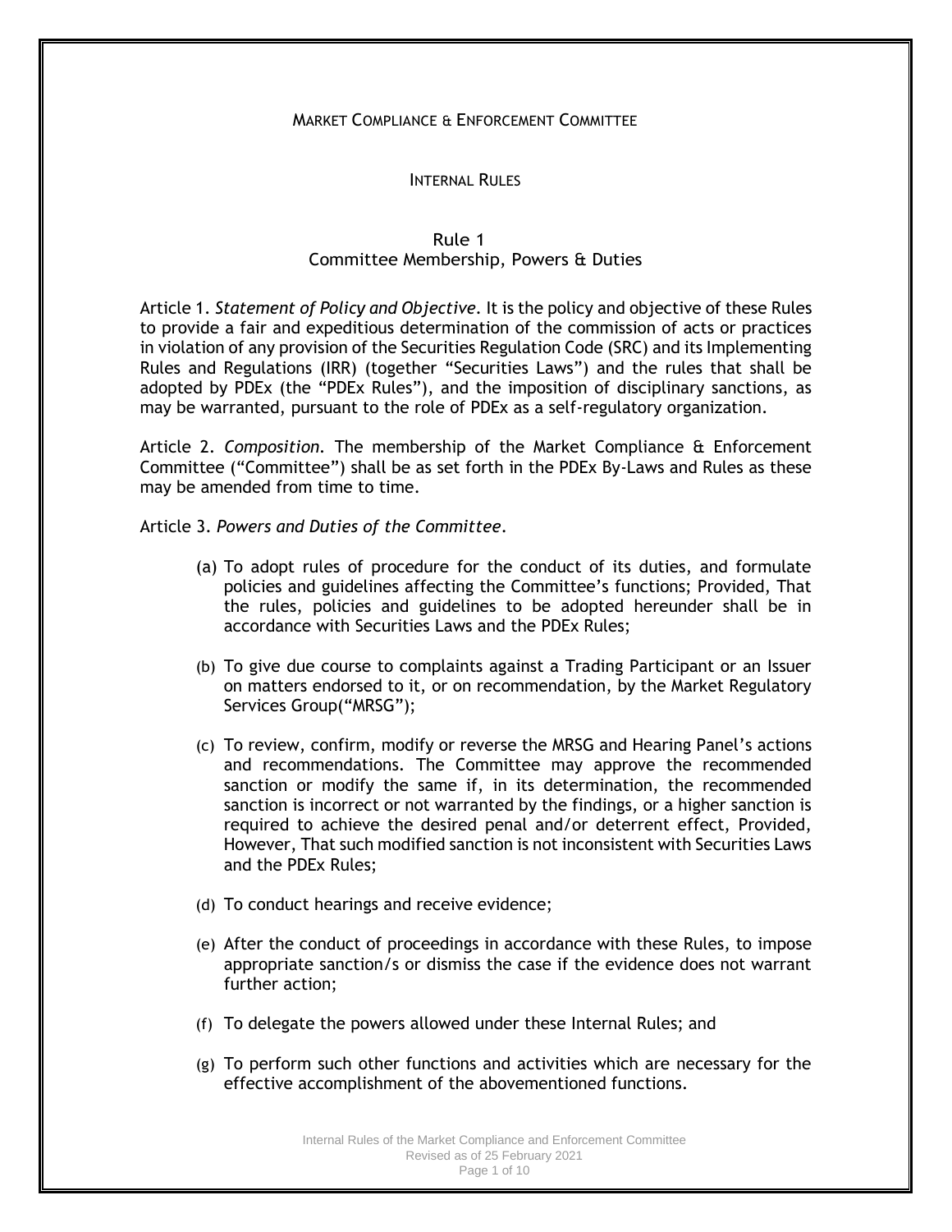# MARKET COMPLIANCE & ENFORCEMENT COMMITTEE

## INTERNAL RULES

### Rule 1
### Committee Membership, Powers & Duties

Article 1. *Statement of Policy and Objective*. It is the policy and objective of these Rules to provide a fair and expeditious determination of the commission of acts or practices in violation of any provision of the Securities Regulation Code (SRC) and its Implementing Rules and Regulations (IRR) (together "Securities Laws") and the rules that shall be adopted by PDEx (the "PDEx Rules"), and the imposition of disciplinary sanctions, as may be warranted, pursuant to the role of PDEx as a self-regulatory organization.

Article 2. *Composition.* The membership of the Market Compliance & Enforcement Committee ("Committee") shall be as set forth in the PDEx By-Laws and Rules as these may be amended from time to time.

Article 3. *Powers and Duties of the Committee*.

(a) To adopt rules of procedure for the conduct of its duties, and formulate policies and guidelines affecting the Committee's functions; Provided, That the rules, policies and guidelines to be adopted hereunder shall be in accordance with Securities Laws and the PDEx Rules;

(b) To give due course to complaints against a Trading Participant or an Issuer on matters endorsed to it, or on recommendation, by the Market Regulatory Services Group("MRSG");

(c) To review, confirm, modify or reverse the MRSG and Hearing Panel's actions and recommendations. The Committee may approve the recommended sanction or modify the same if, in its determination, the recommended sanction is incorrect or not warranted by the findings, or a higher sanction is required to achieve the desired penal and/or deterrent effect, Provided, However, That such modified sanction is not inconsistent with Securities Laws and the PDEx Rules;

(d) To conduct hearings and receive evidence;

(e) After the conduct of proceedings in accordance with these Rules, to impose appropriate sanction/s or dismiss the case if the evidence does not warrant further action;

(f) To delegate the powers allowed under these Internal Rules; and

(g) To perform such other functions and activities which are necessary for the effective accomplishment of the abovementioned functions.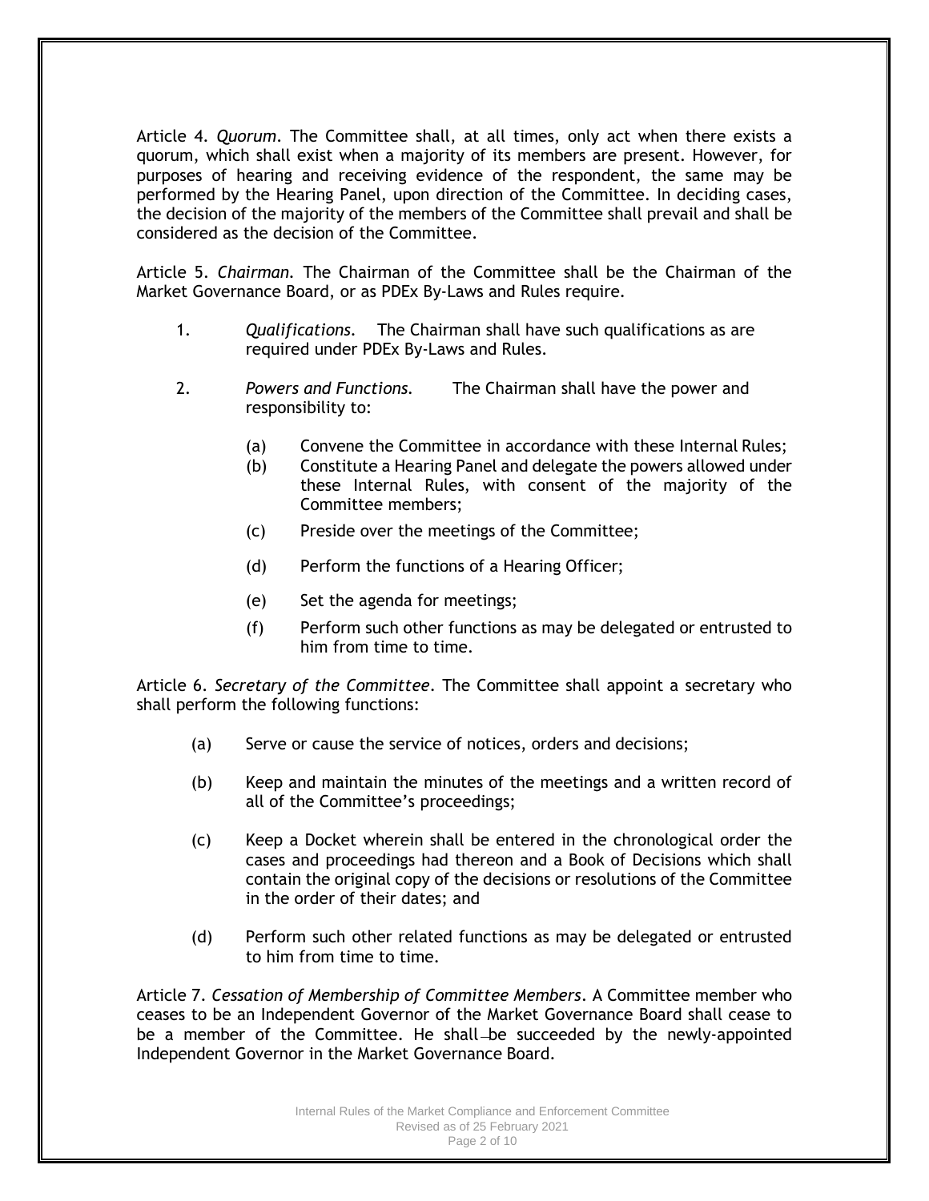Article 4. *Quorum*. The Committee shall, at all times, only act when there exists a quorum, which shall exist when a majority of its members are present. However, for purposes of hearing and receiving evidence of the respondent, the same may be performed by the Hearing Panel, upon direction of the Committee. In deciding cases, the decision of the majority of the members of the Committee shall prevail and shall be considered as the decision of the Committee.

Article 5. *Chairman.* The Chairman of the Committee shall be the Chairman of the Market Governance Board, or as PDEx By-Laws and Rules require.

1. *Qualifications.* The Chairman shall have such qualifications as are required under PDEx By-Laws and Rules.

2. *Powers and Functions.* The Chairman shall have the power and responsibility to:

   (a) Convene the Committee in accordance with these Internal Rules;

   (b) Constitute a Hearing Panel and delegate the powers allowed under these Internal Rules, with consent of the majority of the Committee members;

   (c) Preside over the meetings of the Committee;

   (d) Perform the functions of a Hearing Officer;

   (e) Set the agenda for meetings;

   (f) Perform such other functions as may be delegated or entrusted to him from time to time.

Article 6. *Secretary of the Committee*. The Committee shall appoint a secretary who shall perform the following functions:

(a) Serve or cause the service of notices, orders and decisions;

(b) Keep and maintain the minutes of the meetings and a written record of all of the Committee's proceedings;

(c) Keep a Docket wherein shall be entered in the chronological order the cases and proceedings had thereon and a Book of Decisions which shall contain the original copy of the decisions or resolutions of the Committee in the order of their dates; and

(d) Perform such other related functions as may be delegated or entrusted to him from time to time.

Article 7. *Cessation of Membership of Committee Members*. A Committee member who ceases to be an Independent Governor of the Market Governance Board shall cease to be a member of the Committee. He shall be succeeded by the newly-appointed Independent Governor in the Market Governance Board.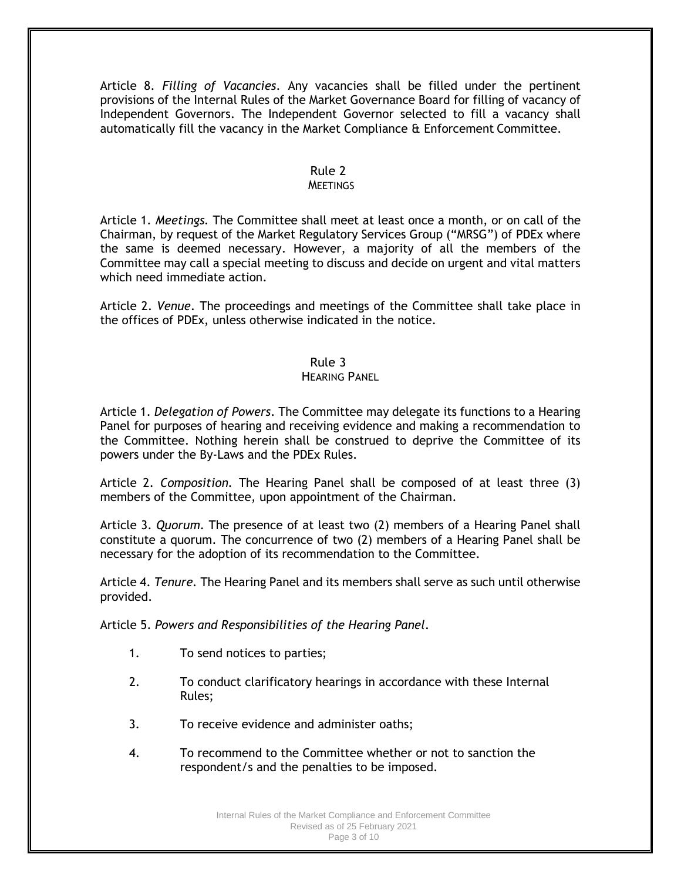Article 8. *Filling of Vacancies*. Any vacancies shall be filled under the pertinent provisions of the Internal Rules of the Market Governance Board for filling of vacancy of Independent Governors. The Independent Governor selected to fill a vacancy shall automatically fill the vacancy in the Market Compliance & Enforcement Committee.

## Rule 2
### MEETINGS

Article 1. *Meetings*. The Committee shall meet at least once a month, or on call of the Chairman, by request of the Market Regulatory Services Group ("MRSG") of PDEx where the same is deemed necessary. However, a majority of all the members of the Committee may call a special meeting to discuss and decide on urgent and vital matters which need immediate action.

Article 2. *Venue*. The proceedings and meetings of the Committee shall take place in the offices of PDEx, unless otherwise indicated in the notice.

## Rule 3
### HEARING PANEL

Article 1. *Delegation of Powers*. The Committee may delegate its functions to a Hearing Panel for purposes of hearing and receiving evidence and making a recommendation to the Committee. Nothing herein shall be construed to deprive the Committee of its powers under the By-Laws and the PDEx Rules.

Article 2. *Composition*. The Hearing Panel shall be composed of at least three (3) members of the Committee, upon appointment of the Chairman.

Article 3. *Quorum*. The presence of at least two (2) members of a Hearing Panel shall constitute a quorum. The concurrence of two (2) members of a Hearing Panel shall be necessary for the adoption of its recommendation to the Committee.

Article 4. *Tenure*. The Hearing Panel and its members shall serve as such until otherwise provided.

Article 5. *Powers and Responsibilities of the Hearing Panel*.

1. To send notices to parties;
2. To conduct clarificatory hearings in accordance with these Internal Rules;
3. To receive evidence and administer oaths;
4. To recommend to the Committee whether or not to sanction the respondent/s and the penalties to be imposed.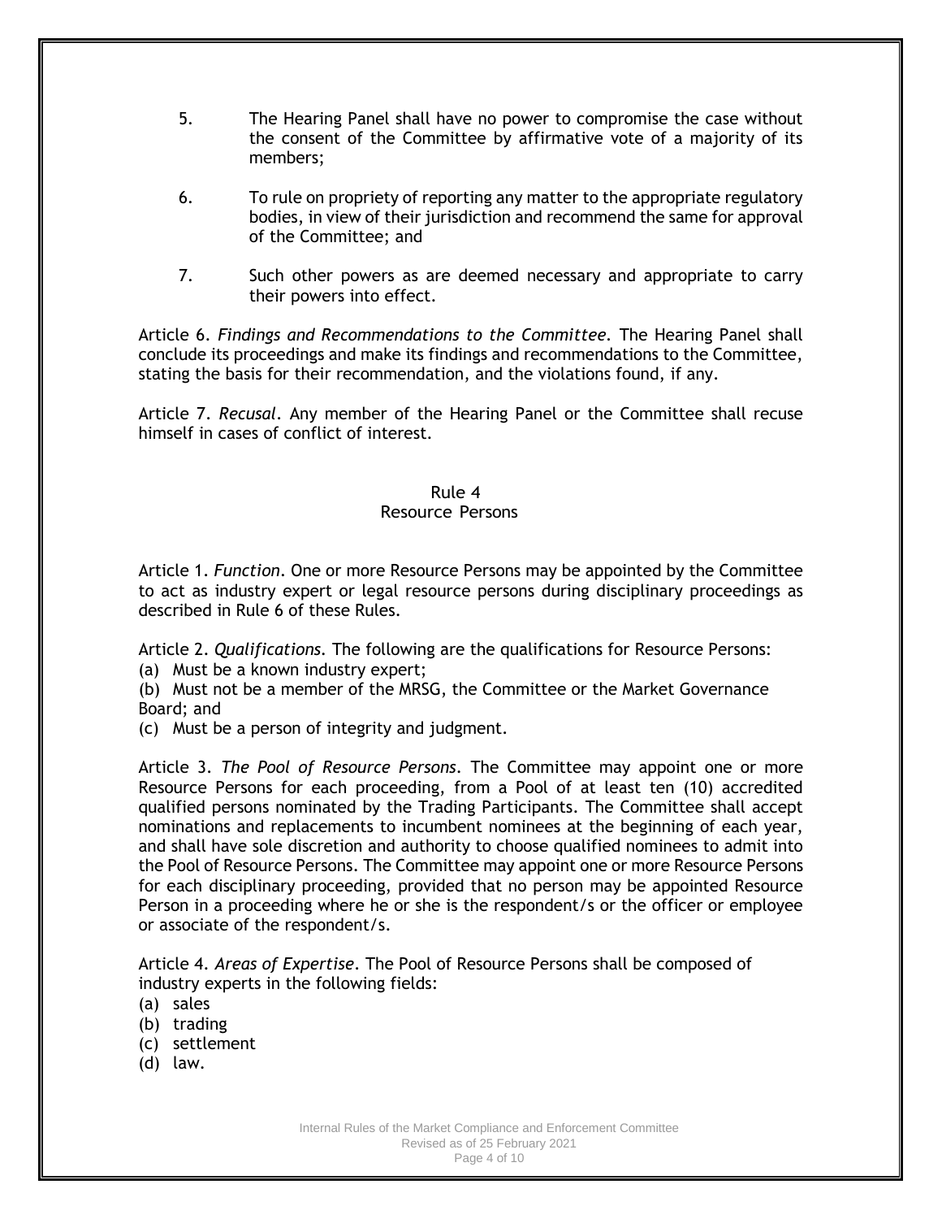5. The Hearing Panel shall have no power to compromise the case without the consent of the Committee by affirmative vote of a majority of its members;

6. To rule on propriety of reporting any matter to the appropriate regulatory bodies, in view of their jurisdiction and recommend the same for approval of the Committee; and

7. Such other powers as are deemed necessary and appropriate to carry their powers into effect.

Article 6. *Findings and Recommendations to the Committee.* The Hearing Panel shall conclude its proceedings and make its findings and recommendations to the Committee, stating the basis for their recommendation, and the violations found, if any.

Article 7. *Recusal*. Any member of the Hearing Panel or the Committee shall recuse himself in cases of conflict of interest.

## Rule 4
## Resource Persons

Article 1. *Function*. One or more Resource Persons may be appointed by the Committee to act as industry expert or legal resource persons during disciplinary proceedings as described in Rule 6 of these Rules.

Article 2. *Qualifications.* The following are the qualifications for Resource Persons:
(a) Must be a known industry expert;
(b) Must not be a member of the MRSG, the Committee or the Market Governance Board; and
(c) Must be a person of integrity and judgment.

Article 3. *The Pool of Resource Persons*. The Committee may appoint one or more Resource Persons for each proceeding, from a Pool of at least ten (10) accredited qualified persons nominated by the Trading Participants. The Committee shall accept nominations and replacements to incumbent nominees at the beginning of each year, and shall have sole discretion and authority to choose qualified nominees to admit into the Pool of Resource Persons. The Committee may appoint one or more Resource Persons for each disciplinary proceeding, provided that no person may be appointed Resource Person in a proceeding where he or she is the respondent/s or the officer or employee or associate of the respondent/s.

Article 4. *Areas of Expertise*. The Pool of Resource Persons shall be composed of industry experts in the following fields:
(a) sales
(b) trading
(c) settlement
(d) law.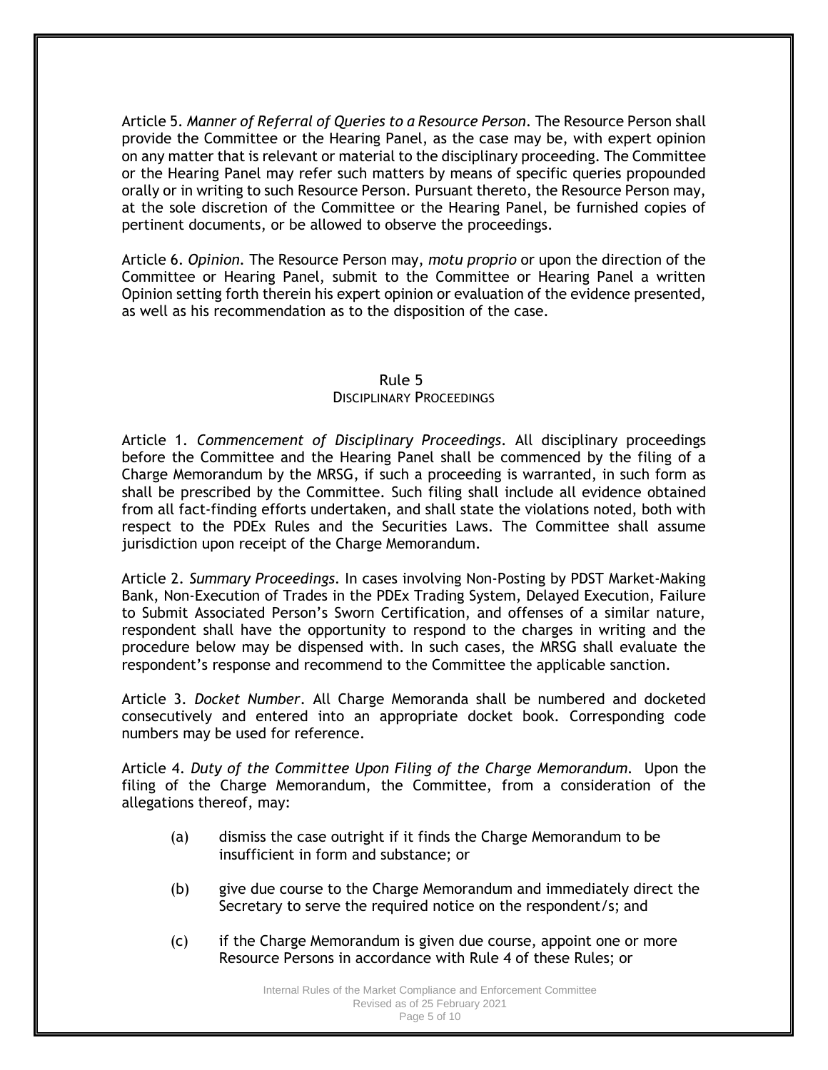Article 5. *Manner of Referral of Queries to a Resource Person*. The Resource Person shall provide the Committee or the Hearing Panel, as the case may be, with expert opinion on any matter that is relevant or material to the disciplinary proceeding. The Committee or the Hearing Panel may refer such matters by means of specific queries propounded orally or in writing to such Resource Person. Pursuant thereto, the Resource Person may, at the sole discretion of the Committee or the Hearing Panel, be furnished copies of pertinent documents, or be allowed to observe the proceedings.

Article 6. *Opinion*. The Resource Person may, *motu proprio* or upon the direction of the Committee or Hearing Panel, submit to the Committee or Hearing Panel a written Opinion setting forth therein his expert opinion or evaluation of the evidence presented, as well as his recommendation as to the disposition of the case.

## Rule 5
## DISCIPLINARY PROCEEDINGS

Article 1. *Commencement of Disciplinary Proceedings*. All disciplinary proceedings before the Committee and the Hearing Panel shall be commenced by the filing of a Charge Memorandum by the MRSG, if such a proceeding is warranted, in such form as shall be prescribed by the Committee. Such filing shall include all evidence obtained from all fact-finding efforts undertaken, and shall state the violations noted, both with respect to the PDEx Rules and the Securities Laws. The Committee shall assume jurisdiction upon receipt of the Charge Memorandum.

Article 2. *Summary Proceedings*. In cases involving Non-Posting by PDST Market-Making Bank, Non-Execution of Trades in the PDEx Trading System, Delayed Execution, Failure to Submit Associated Person's Sworn Certification, and offenses of a similar nature, respondent shall have the opportunity to respond to the charges in writing and the procedure below may be dispensed with. In such cases, the MRSG shall evaluate the respondent's response and recommend to the Committee the applicable sanction.

Article 3. *Docket Number*. All Charge Memoranda shall be numbered and docketed consecutively and entered into an appropriate docket book. Corresponding code numbers may be used for reference.

Article 4. *Duty of the Committee Upon Filing of the Charge Memorandum*. Upon the filing of the Charge Memorandum, the Committee, from a consideration of the allegations thereof, may:

(a) dismiss the case outright if it finds the Charge Memorandum to be insufficient in form and substance; or

(b) give due course to the Charge Memorandum and immediately direct the Secretary to serve the required notice on the respondent/s; and

(c) if the Charge Memorandum is given due course, appoint one or more Resource Persons in accordance with Rule 4 of these Rules; or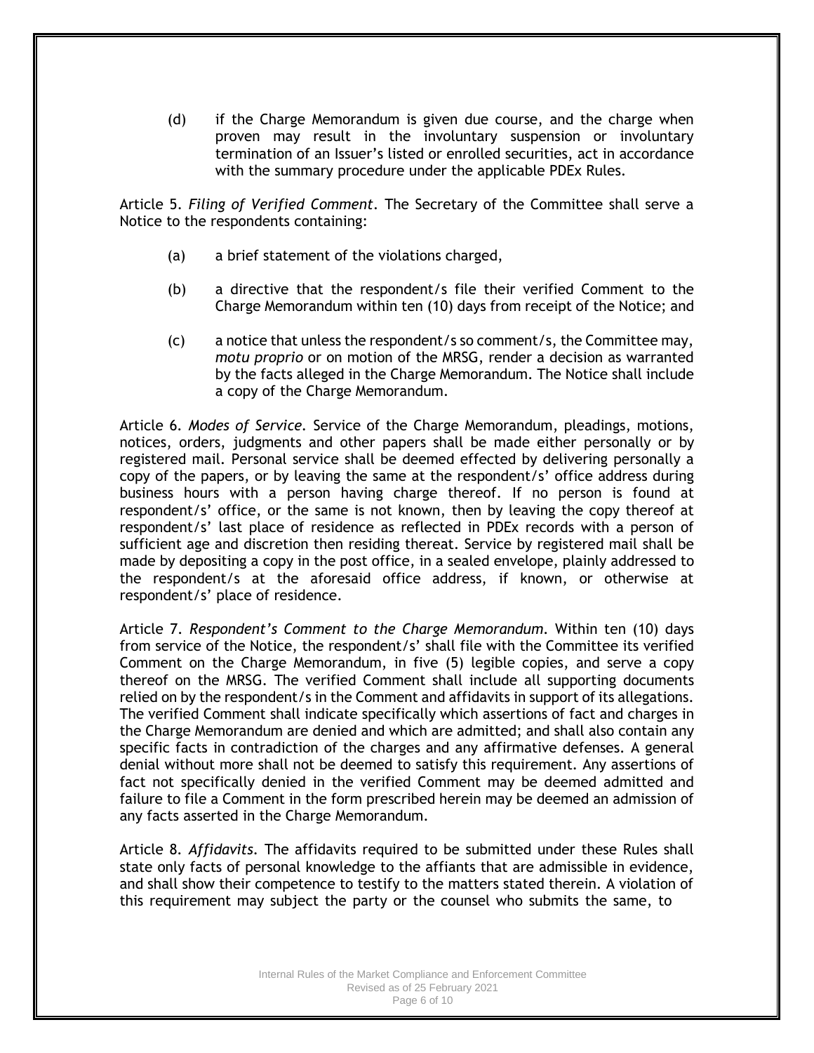(d) if the Charge Memorandum is given due course, and the charge when proven may result in the involuntary suspension or involuntary termination of an Issuer's listed or enrolled securities, act in accordance with the summary procedure under the applicable PDEx Rules.

Article 5. *Filing of Verified Comment*. The Secretary of the Committee shall serve a Notice to the respondents containing:

(a) a brief statement of the violations charged,

(b) a directive that the respondent/s file their verified Comment to the Charge Memorandum within ten (10) days from receipt of the Notice; and

(c) a notice that unless the respondent/s so comment/s, the Committee may, *motu proprio* or on motion of the MRSG, render a decision as warranted by the facts alleged in the Charge Memorandum. The Notice shall include a copy of the Charge Memorandum.

Article 6. *Modes of Service*. Service of the Charge Memorandum, pleadings, motions, notices, orders, judgments and other papers shall be made either personally or by registered mail. Personal service shall be deemed effected by delivering personally a copy of the papers, or by leaving the same at the respondent/s' office address during business hours with a person having charge thereof. If no person is found at respondent/s' office, or the same is not known, then by leaving the copy thereof at respondent/s' last place of residence as reflected in PDEx records with a person of sufficient age and discretion then residing thereat. Service by registered mail shall be made by depositing a copy in the post office, in a sealed envelope, plainly addressed to the respondent/s at the aforesaid office address, if known, or otherwise at respondent/s' place of residence.

Article 7. *Respondent's Comment to the Charge Memorandum*. Within ten (10) days from service of the Notice, the respondent/s' shall file with the Committee its verified Comment on the Charge Memorandum, in five (5) legible copies, and serve a copy thereof on the MRSG. The verified Comment shall include all supporting documents relied on by the respondent/s in the Comment and affidavits in support of its allegations. The verified Comment shall indicate specifically which assertions of fact and charges in the Charge Memorandum are denied and which are admitted; and shall also contain any specific facts in contradiction of the charges and any affirmative defenses. A general denial without more shall not be deemed to satisfy this requirement. Any assertions of fact not specifically denied in the verified Comment may be deemed admitted and failure to file a Comment in the form prescribed herein may be deemed an admission of any facts asserted in the Charge Memorandum.

Article 8. *Affidavits*. The affidavits required to be submitted under these Rules shall state only facts of personal knowledge to the affiants that are admissible in evidence, and shall show their competence to testify to the matters stated therein. A violation of this requirement may subject the party or the counsel who submits the same, to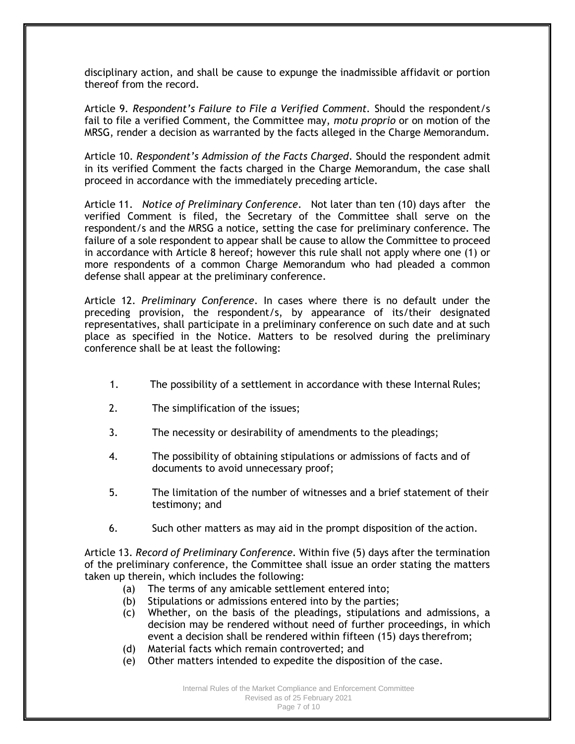disciplinary action, and shall be cause to expunge the inadmissible affidavit or portion thereof from the record.

Article 9. *Respondent's Failure to File a Verified Comment*. Should the respondent/s fail to file a verified Comment, the Committee may, *motu proprio* or on motion of the MRSG, render a decision as warranted by the facts alleged in the Charge Memorandum.

Article 10. *Respondent's Admission of the Facts Charged*. Should the respondent admit in its verified Comment the facts charged in the Charge Memorandum, the case shall proceed in accordance with the immediately preceding article.

Article 11. *Notice of Preliminary Conference*. Not later than ten (10) days after the verified Comment is filed, the Secretary of the Committee shall serve on the respondent/s and the MRSG a notice, setting the case for preliminary conference. The failure of a sole respondent to appear shall be cause to allow the Committee to proceed in accordance with Article 8 hereof; however this rule shall not apply where one (1) or more respondents of a common Charge Memorandum who had pleaded a common defense shall appear at the preliminary conference.

Article 12. *Preliminary Conference*. In cases where there is no default under the preceding provision, the respondent/s, by appearance of its/their designated representatives, shall participate in a preliminary conference on such date and at such place as specified in the Notice. Matters to be resolved during the preliminary conference shall be at least the following:

1. The possibility of a settlement in accordance with these Internal Rules;
2. The simplification of the issues;
3. The necessity or desirability of amendments to the pleadings;
4. The possibility of obtaining stipulations or admissions of facts and of documents to avoid unnecessary proof;
5. The limitation of the number of witnesses and a brief statement of their testimony; and
6. Such other matters as may aid in the prompt disposition of the action.

Article 13. *Record of Preliminary Conference*. Within five (5) days after the termination of the preliminary conference, the Committee shall issue an order stating the matters taken up therein, which includes the following:

(a) The terms of any amicable settlement entered into;
(b) Stipulations or admissions entered into by the parties;
(c) Whether, on the basis of the pleadings, stipulations and admissions, a decision may be rendered without need of further proceedings, in which event a decision shall be rendered within fifteen (15) days therefrom;
(d) Material facts which remain controverted; and
(e) Other matters intended to expedite the disposition of the case.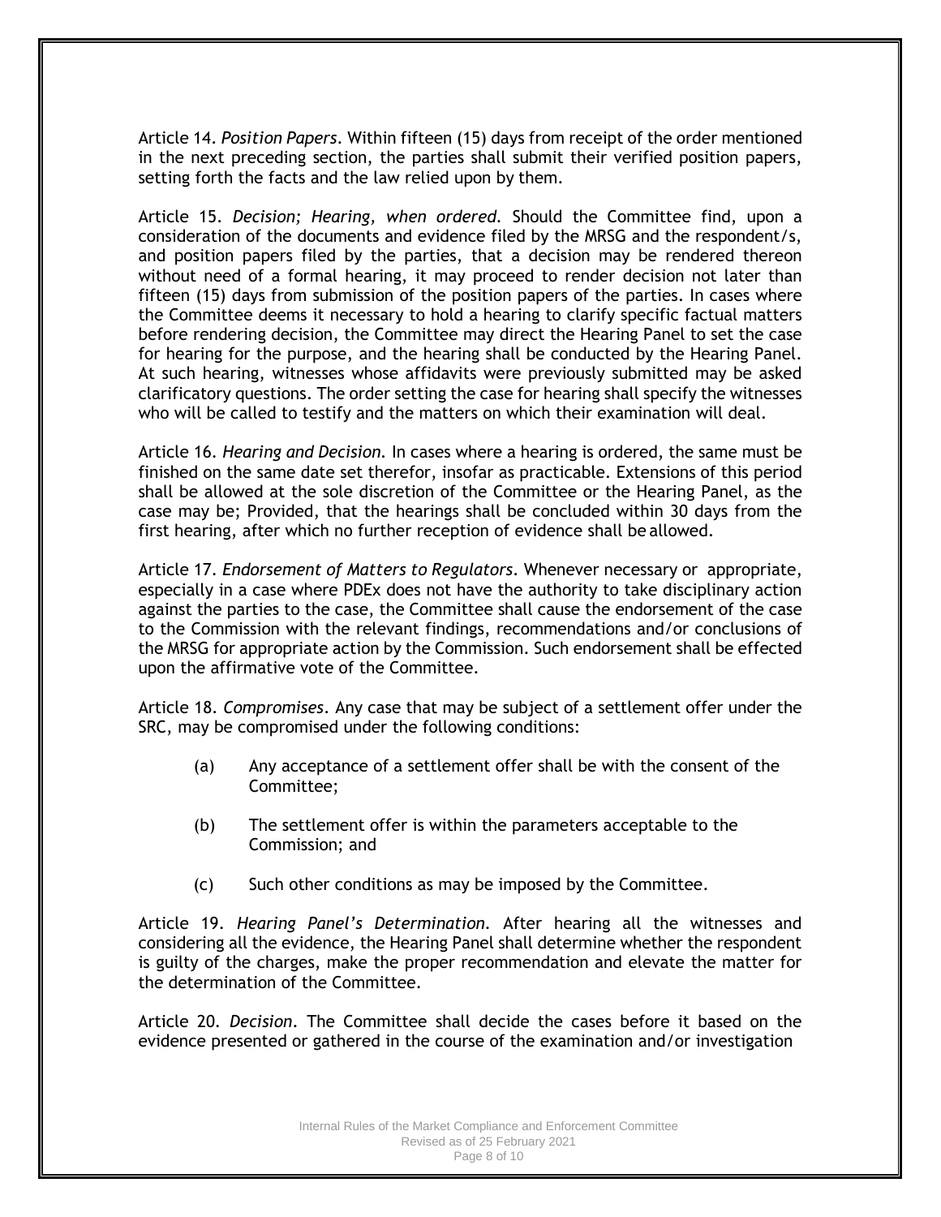Article 14. *Position Papers*. Within fifteen (15) days from receipt of the order mentioned in the next preceding section, the parties shall submit their verified position papers, setting forth the facts and the law relied upon by them.

Article 15. *Decision; Hearing, when ordered.* Should the Committee find, upon a consideration of the documents and evidence filed by the MRSG and the respondent/s, and position papers filed by the parties, that a decision may be rendered thereon without need of a formal hearing, it may proceed to render decision not later than fifteen (15) days from submission of the position papers of the parties. In cases where the Committee deems it necessary to hold a hearing to clarify specific factual matters before rendering decision, the Committee may direct the Hearing Panel to set the case for hearing for the purpose, and the hearing shall be conducted by the Hearing Panel. At such hearing, witnesses whose affidavits were previously submitted may be asked clarificatory questions. The order setting the case for hearing shall specify the witnesses who will be called to testify and the matters on which their examination will deal.

Article 16. *Hearing and Decision.* In cases where a hearing is ordered, the same must be finished on the same date set therefor, insofar as practicable. Extensions of this period shall be allowed at the sole discretion of the Committee or the Hearing Panel, as the case may be; Provided, that the hearings shall be concluded within 30 days from the first hearing, after which no further reception of evidence shall be allowed.

Article 17. *Endorsement of Matters to Regulators*. Whenever necessary or appropriate, especially in a case where PDEx does not have the authority to take disciplinary action against the parties to the case, the Committee shall cause the endorsement of the case to the Commission with the relevant findings, recommendations and/or conclusions of the MRSG for appropriate action by the Commission. Such endorsement shall be effected upon the affirmative vote of the Committee.

Article 18. *Compromises*. Any case that may be subject of a settlement offer under the SRC, may be compromised under the following conditions:

(a) Any acceptance of a settlement offer shall be with the consent of the Committee;

(b) The settlement offer is within the parameters acceptable to the Commission; and

(c) Such other conditions as may be imposed by the Committee.

Article 19. *Hearing Panel's Determination.* After hearing all the witnesses and considering all the evidence, the Hearing Panel shall determine whether the respondent is guilty of the charges, make the proper recommendation and elevate the matter for the determination of the Committee.

Article 20. *Decision*. The Committee shall decide the cases before it based on the evidence presented or gathered in the course of the examination and/or investigation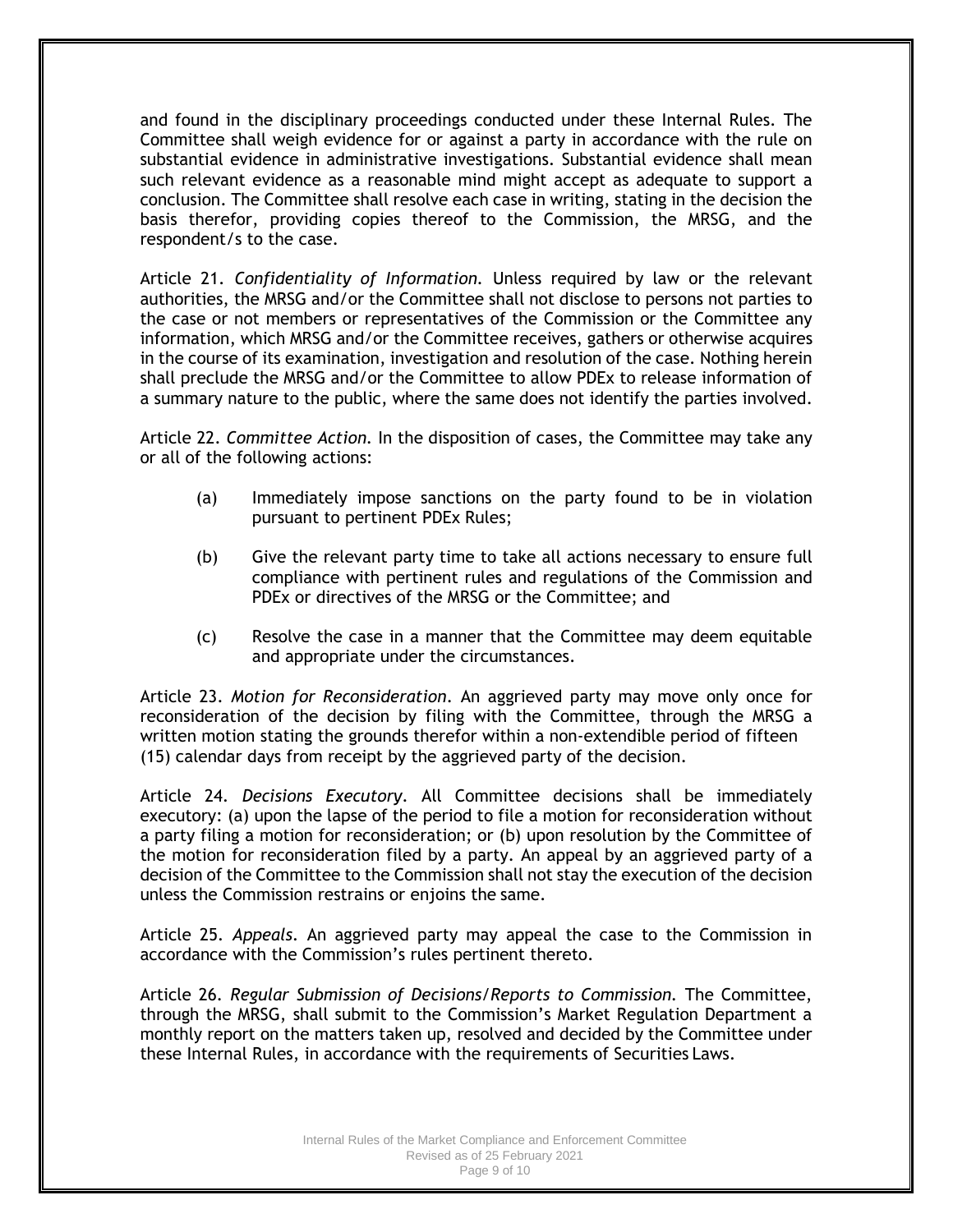and found in the disciplinary proceedings conducted under these Internal Rules. The Committee shall weigh evidence for or against a party in accordance with the rule on substantial evidence in administrative investigations. Substantial evidence shall mean such relevant evidence as a reasonable mind might accept as adequate to support a conclusion. The Committee shall resolve each case in writing, stating in the decision the basis therefor, providing copies thereof to the Commission, the MRSG, and the respondent/s to the case.

Article 21. *Confidentiality of Information.* Unless required by law or the relevant authorities, the MRSG and/or the Committee shall not disclose to persons not parties to the case or not members or representatives of the Commission or the Committee any information, which MRSG and/or the Committee receives, gathers or otherwise acquires in the course of its examination, investigation and resolution of the case. Nothing herein shall preclude the MRSG and/or the Committee to allow PDEx to release information of a summary nature to the public, where the same does not identify the parties involved.

Article 22. *Committee Action.* In the disposition of cases, the Committee may take any or all of the following actions:

(a) Immediately impose sanctions on the party found to be in violation pursuant to pertinent PDEx Rules;

(b) Give the relevant party time to take all actions necessary to ensure full compliance with pertinent rules and regulations of the Commission and PDEx or directives of the MRSG or the Committee; and

(c) Resolve the case in a manner that the Committee may deem equitable and appropriate under the circumstances.

Article 23. *Motion for Reconsideration.* An aggrieved party may move only once for reconsideration of the decision by filing with the Committee, through the MRSG a written motion stating the grounds therefor within a non-extendible period of fifteen (15) calendar days from receipt by the aggrieved party of the decision.

Article 24. *Decisions Executory.* All Committee decisions shall be immediately executory: (a) upon the lapse of the period to file a motion for reconsideration without a party filing a motion for reconsideration; or (b) upon resolution by the Committee of the motion for reconsideration filed by a party. An appeal by an aggrieved party of a decision of the Committee to the Commission shall not stay the execution of the decision unless the Commission restrains or enjoins the same.

Article 25. *Appeals.* An aggrieved party may appeal the case to the Commission in accordance with the Commission's rules pertinent thereto.

Article 26. *Regular Submission of Decisions/Reports to Commission.* The Committee, through the MRSG, shall submit to the Commission's Market Regulation Department a monthly report on the matters taken up, resolved and decided by the Committee under these Internal Rules, in accordance with the requirements of Securities Laws.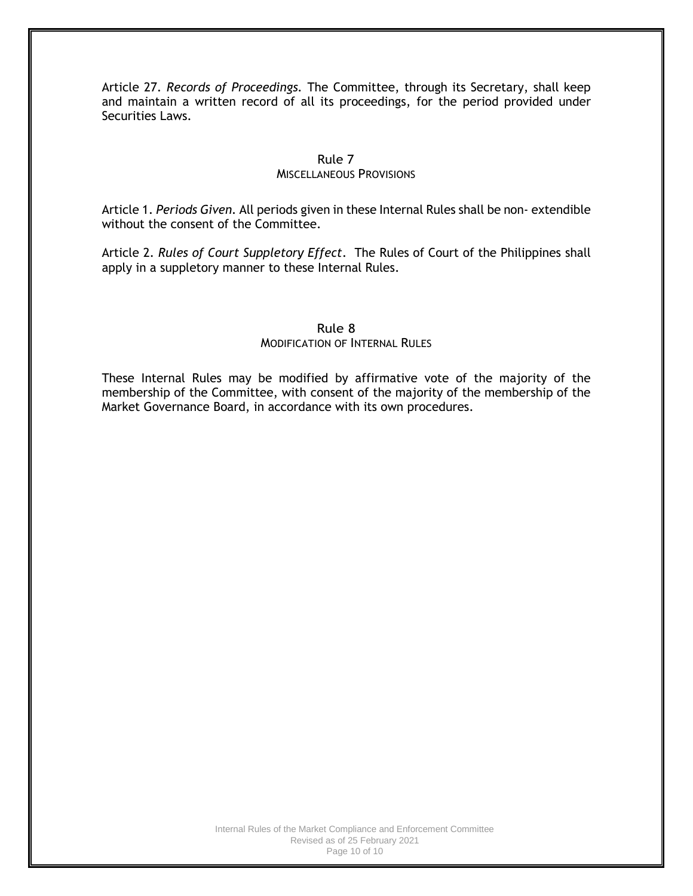Article 27. *Records of Proceedings.* The Committee, through its Secretary, shall keep and maintain a written record of all its proceedings, for the period provided under Securities Laws.

## Rule 7
### MISCELLANEOUS PROVISIONS

Article 1. *Periods Given.* All periods given in these Internal Rules shall be non- extendible without the consent of the Committee.

Article 2. *Rules of Court Suppletory Effect.* The Rules of Court of the Philippines shall apply in a suppletory manner to these Internal Rules.

## Rule 8
### MODIFICATION OF INTERNAL RULES

These Internal Rules may be modified by affirmative vote of the majority of the membership of the Committee, with consent of the majority of the membership of the Market Governance Board, in accordance with its own procedures.